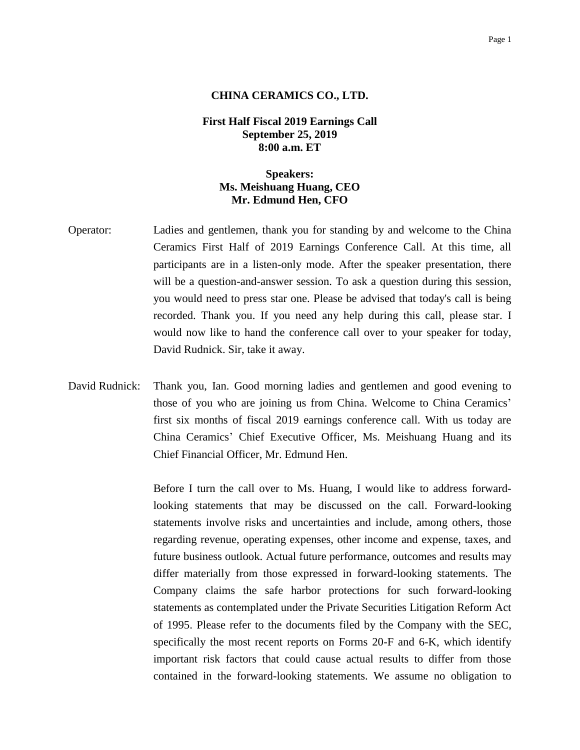**CHINA CERAMICS CO., LTD.**

**First Half Fiscal 2019 Earnings Call**
**September 25, 2019**
**8:00 a.m. ET**

**Speakers:**
**Ms. Meishuang Huang, CEO**
**Mr. Edmund Hen, CFO**

Operator: Ladies and gentlemen, thank you for standing by and welcome to the China Ceramics First Half of 2019 Earnings Conference Call. At this time, all participants are in a listen-only mode. After the speaker presentation, there will be a question-and-answer session. To ask a question during this session, you would need to press star one. Please be advised that today's call is being recorded. Thank you. If you need any help during this call, please star. I would now like to hand the conference call over to your speaker for today, David Rudnick. Sir, take it away.

David Rudnick: Thank you, Ian. Good morning ladies and gentlemen and good evening to those of you who are joining us from China. Welcome to China Ceramics' first six months of fiscal 2019 earnings conference call. With us today are China Ceramics' Chief Executive Officer, Ms. Meishuang Huang and its Chief Financial Officer, Mr. Edmund Hen.

Before I turn the call over to Ms. Huang, I would like to address forward-looking statements that may be discussed on the call. Forward-looking statements involve risks and uncertainties and include, among others, those regarding revenue, operating expenses, other income and expense, taxes, and future business outlook. Actual future performance, outcomes and results may differ materially from those expressed in forward-looking statements. The Company claims the safe harbor protections for such forward-looking statements as contemplated under the Private Securities Litigation Reform Act of 1995. Please refer to the documents filed by the Company with the SEC, specifically the most recent reports on Forms 20-F and 6-K, which identify important risk factors that could cause actual results to differ from those contained in the forward-looking statements. We assume no obligation to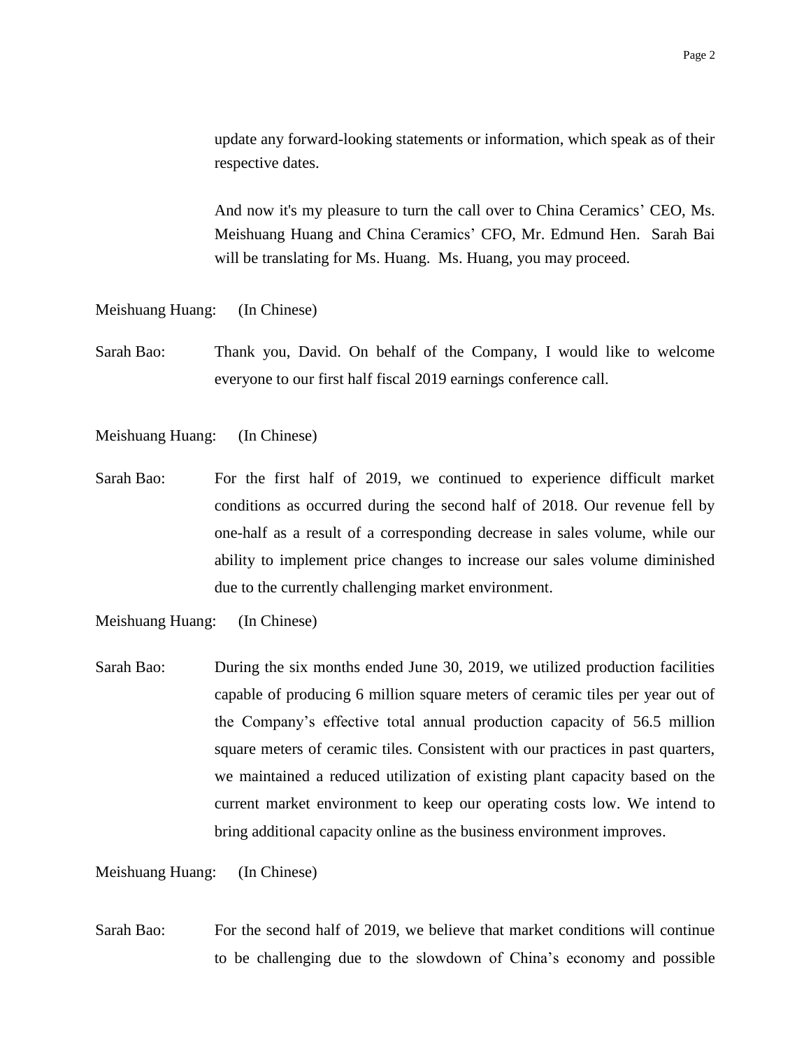update any forward-looking statements or information, which speak as of their respective dates.

And now it's my pleasure to turn the call over to China Ceramics' CEO, Ms. Meishuang Huang and China Ceramics' CFO, Mr. Edmund Hen. Sarah Bai will be translating for Ms. Huang. Ms. Huang, you may proceed.

Meishuang Huang: (In Chinese)

Sarah Bao: Thank you, David. On behalf of the Company, I would like to welcome everyone to our first half fiscal 2019 earnings conference call.

Meishuang Huang: (In Chinese)

Sarah Bao: For the first half of 2019, we continued to experience difficult market conditions as occurred during the second half of 2018. Our revenue fell by one-half as a result of a corresponding decrease in sales volume, while our ability to implement price changes to increase our sales volume diminished due to the currently challenging market environment.

Meishuang Huang: (In Chinese)

Sarah Bao: During the six months ended June 30, 2019, we utilized production facilities capable of producing 6 million square meters of ceramic tiles per year out of the Company's effective total annual production capacity of 56.5 million square meters of ceramic tiles. Consistent with our practices in past quarters, we maintained a reduced utilization of existing plant capacity based on the current market environment to keep our operating costs low. We intend to bring additional capacity online as the business environment improves.

Meishuang Huang: (In Chinese)

Sarah Bao: For the second half of 2019, we believe that market conditions will continue to be challenging due to the slowdown of China's economy and possible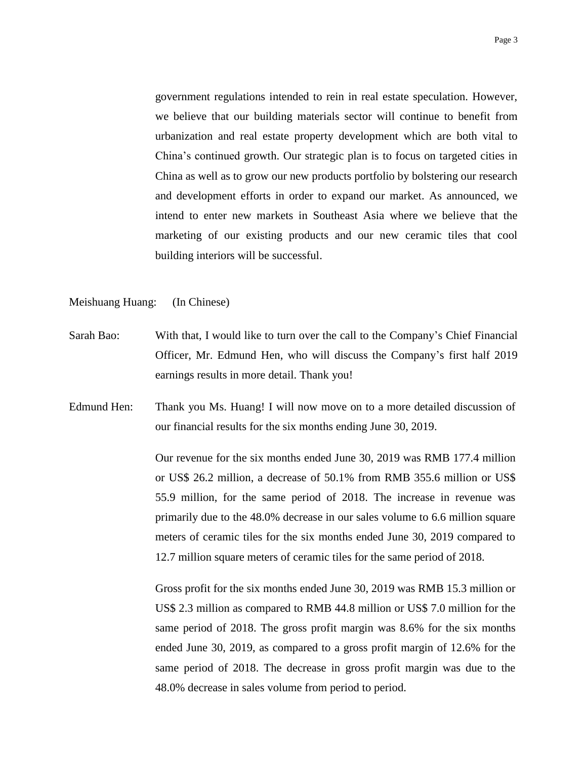government regulations intended to rein in real estate speculation. However, we believe that our building materials sector will continue to benefit from urbanization and real estate property development which are both vital to China's continued growth. Our strategic plan is to focus on targeted cities in China as well as to grow our new products portfolio by bolstering our research and development efforts in order to expand our market. As announced, we intend to enter new markets in Southeast Asia where we believe that the marketing of our existing products and our new ceramic tiles that cool building interiors will be successful.

Meishuang Huang: (In Chinese)

Sarah Bao: With that, I would like to turn over the call to the Company's Chief Financial Officer, Mr. Edmund Hen, who will discuss the Company's first half 2019 earnings results in more detail. Thank you!

Edmund Hen: Thank you Ms. Huang! I will now move on to a more detailed discussion of our financial results for the six months ending June 30, 2019.

Our revenue for the six months ended June 30, 2019 was RMB 177.4 million or US$ 26.2 million, a decrease of 50.1% from RMB 355.6 million or US$ 55.9 million, for the same period of 2018. The increase in revenue was primarily due to the 48.0% decrease in our sales volume to 6.6 million square meters of ceramic tiles for the six months ended June 30, 2019 compared to 12.7 million square meters of ceramic tiles for the same period of 2018.

Gross profit for the six months ended June 30, 2019 was RMB 15.3 million or US$ 2.3 million as compared to RMB 44.8 million or US$ 7.0 million for the same period of 2018. The gross profit margin was 8.6% for the six months ended June 30, 2019, as compared to a gross profit margin of 12.6% for the same period of 2018. The decrease in gross profit margin was due to the 48.0% decrease in sales volume from period to period.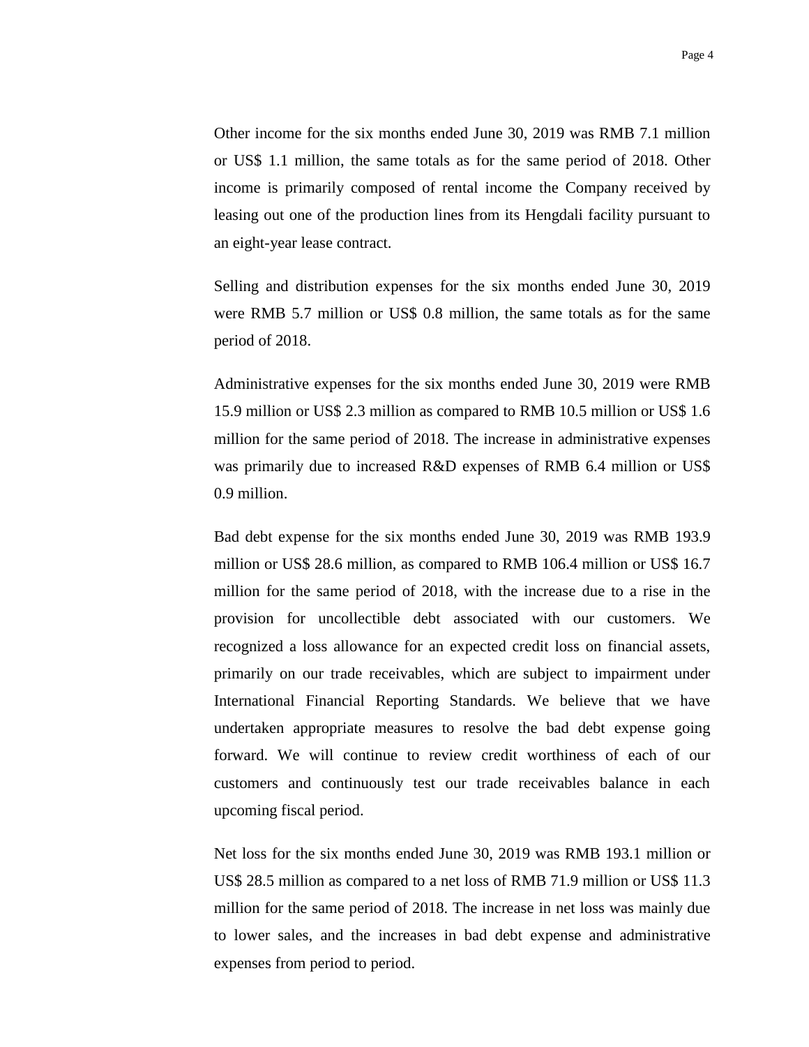Other income for the six months ended June 30, 2019 was RMB 7.1 million or US$ 1.1 million, the same totals as for the same period of 2018. Other income is primarily composed of rental income the Company received by leasing out one of the production lines from its Hengdali facility pursuant to an eight-year lease contract.

Selling and distribution expenses for the six months ended June 30, 2019 were RMB 5.7 million or US$ 0.8 million, the same totals as for the same period of 2018.

Administrative expenses for the six months ended June 30, 2019 were RMB 15.9 million or US$ 2.3 million as compared to RMB 10.5 million or US$ 1.6 million for the same period of 2018. The increase in administrative expenses was primarily due to increased R&D expenses of RMB 6.4 million or US$ 0.9 million.

Bad debt expense for the six months ended June 30, 2019 was RMB 193.9 million or US$ 28.6 million, as compared to RMB 106.4 million or US$ 16.7 million for the same period of 2018, with the increase due to a rise in the provision for uncollectible debt associated with our customers. We recognized a loss allowance for an expected credit loss on financial assets, primarily on our trade receivables, which are subject to impairment under International Financial Reporting Standards. We believe that we have undertaken appropriate measures to resolve the bad debt expense going forward. We will continue to review credit worthiness of each of our customers and continuously test our trade receivables balance in each upcoming fiscal period.

Net loss for the six months ended June 30, 2019 was RMB 193.1 million or US$ 28.5 million as compared to a net loss of RMB 71.9 million or US$ 11.3 million for the same period of 2018. The increase in net loss was mainly due to lower sales, and the increases in bad debt expense and administrative expenses from period to period.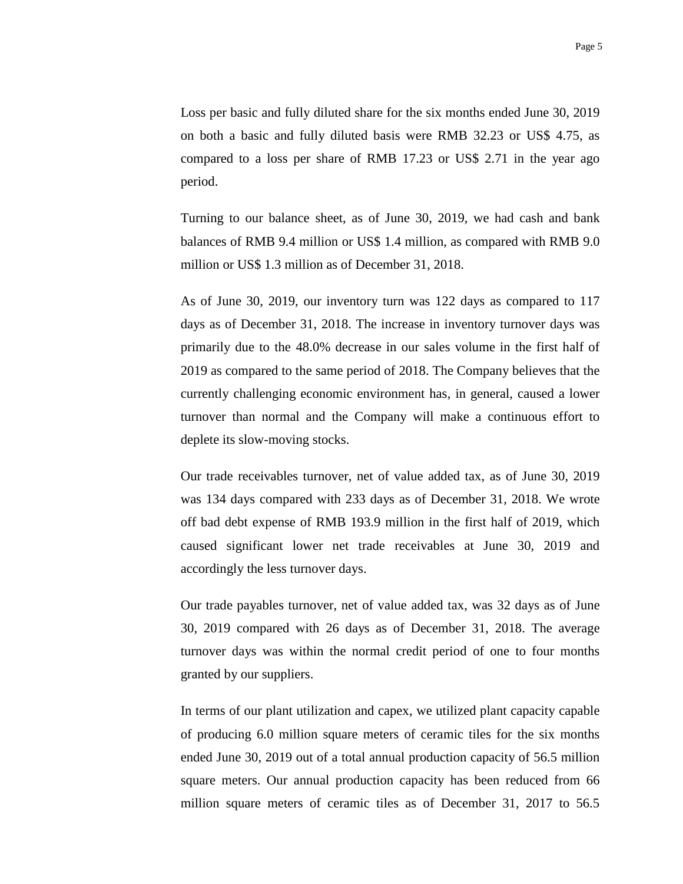Loss per basic and fully diluted share for the six months ended June 30, 2019 on both a basic and fully diluted basis were RMB 32.23 or US$ 4.75, as compared to a loss per share of RMB 17.23 or US$ 2.71 in the year ago period.

Turning to our balance sheet, as of June 30, 2019, we had cash and bank balances of RMB 9.4 million or US$ 1.4 million, as compared with RMB 9.0 million or US$ 1.3 million as of December 31, 2018.

As of June 30, 2019, our inventory turn was 122 days as compared to 117 days as of December 31, 2018. The increase in inventory turnover days was primarily due to the 48.0% decrease in our sales volume in the first half of 2019 as compared to the same period of 2018. The Company believes that the currently challenging economic environment has, in general, caused a lower turnover than normal and the Company will make a continuous effort to deplete its slow-moving stocks.

Our trade receivables turnover, net of value added tax, as of June 30, 2019 was 134 days compared with 233 days as of December 31, 2018. We wrote off bad debt expense of RMB 193.9 million in the first half of 2019, which caused significant lower net trade receivables at June 30, 2019 and accordingly the less turnover days.

Our trade payables turnover, net of value added tax, was 32 days as of June 30, 2019 compared with 26 days as of December 31, 2018. The average turnover days was within the normal credit period of one to four months granted by our suppliers.

In terms of our plant utilization and capex, we utilized plant capacity capable of producing 6.0 million square meters of ceramic tiles for the six months ended June 30, 2019 out of a total annual production capacity of 56.5 million square meters. Our annual production capacity has been reduced from 66 million square meters of ceramic tiles as of December 31, 2017 to 56.5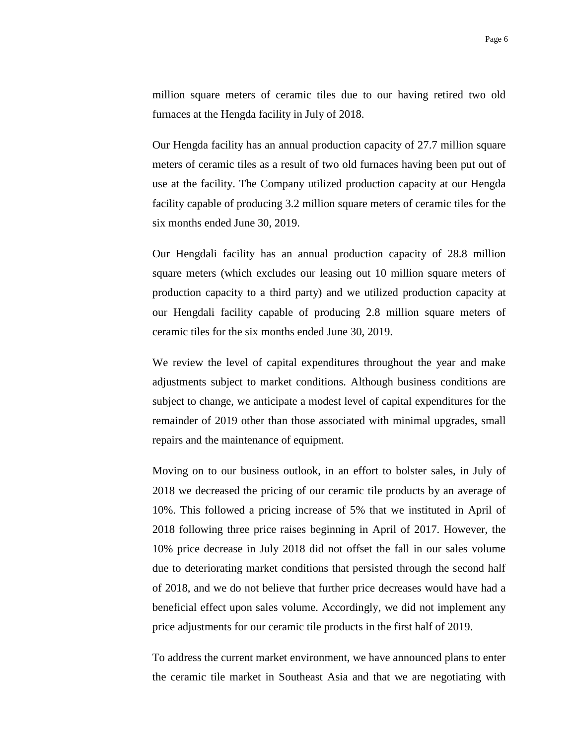million square meters of ceramic tiles due to our having retired two old furnaces at the Hengda facility in July of 2018.

Our Hengda facility has an annual production capacity of 27.7 million square meters of ceramic tiles as a result of two old furnaces having been put out of use at the facility. The Company utilized production capacity at our Hengda facility capable of producing 3.2 million square meters of ceramic tiles for the six months ended June 30, 2019.

Our Hengdali facility has an annual production capacity of 28.8 million square meters (which excludes our leasing out 10 million square meters of production capacity to a third party) and we utilized production capacity at our Hengdali facility capable of producing 2.8 million square meters of ceramic tiles for the six months ended June 30, 2019.

We review the level of capital expenditures throughout the year and make adjustments subject to market conditions. Although business conditions are subject to change, we anticipate a modest level of capital expenditures for the remainder of 2019 other than those associated with minimal upgrades, small repairs and the maintenance of equipment.

Moving on to our business outlook, in an effort to bolster sales, in July of 2018 we decreased the pricing of our ceramic tile products by an average of 10%. This followed a pricing increase of 5% that we instituted in April of 2018 following three price raises beginning in April of 2017. However, the 10% price decrease in July 2018 did not offset the fall in our sales volume due to deteriorating market conditions that persisted through the second half of 2018, and we do not believe that further price decreases would have had a beneficial effect upon sales volume. Accordingly, we did not implement any price adjustments for our ceramic tile products in the first half of 2019.

To address the current market environment, we have announced plans to enter the ceramic tile market in Southeast Asia and that we are negotiating with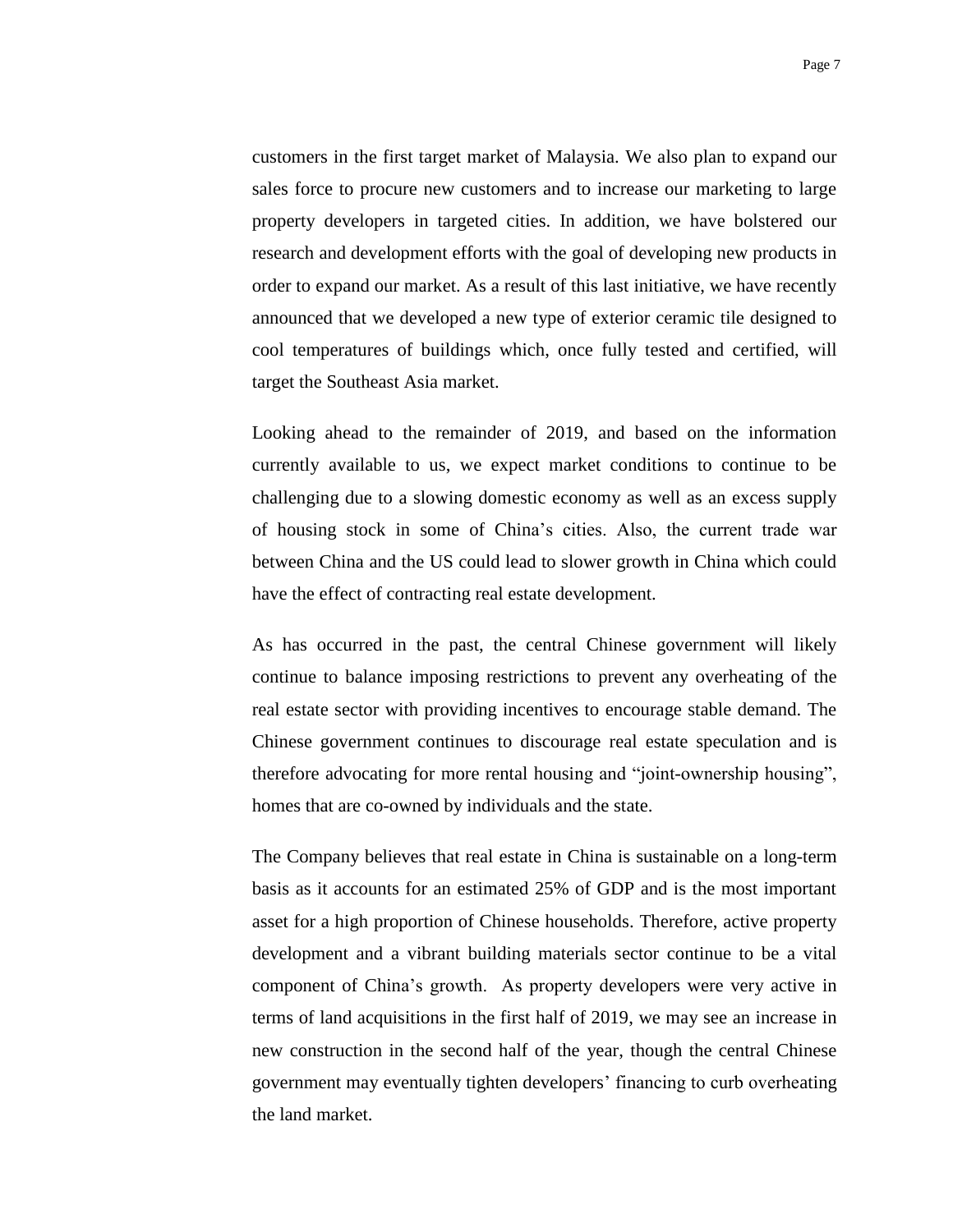customers in the first target market of Malaysia. We also plan to expand our sales force to procure new customers and to increase our marketing to large property developers in targeted cities. In addition, we have bolstered our research and development efforts with the goal of developing new products in order to expand our market. As a result of this last initiative, we have recently announced that we developed a new type of exterior ceramic tile designed to cool temperatures of buildings which, once fully tested and certified, will target the Southeast Asia market.

Looking ahead to the remainder of 2019, and based on the information currently available to us, we expect market conditions to continue to be challenging due to a slowing domestic economy as well as an excess supply of housing stock in some of China's cities. Also, the current trade war between China and the US could lead to slower growth in China which could have the effect of contracting real estate development.

As has occurred in the past, the central Chinese government will likely continue to balance imposing restrictions to prevent any overheating of the real estate sector with providing incentives to encourage stable demand. The Chinese government continues to discourage real estate speculation and is therefore advocating for more rental housing and "joint-ownership housing", homes that are co-owned by individuals and the state.

The Company believes that real estate in China is sustainable on a long-term basis as it accounts for an estimated 25% of GDP and is the most important asset for a high proportion of Chinese households. Therefore, active property development and a vibrant building materials sector continue to be a vital component of China's growth. As property developers were very active in terms of land acquisitions in the first half of 2019, we may see an increase in new construction in the second half of the year, though the central Chinese government may eventually tighten developers' financing to curb overheating the land market.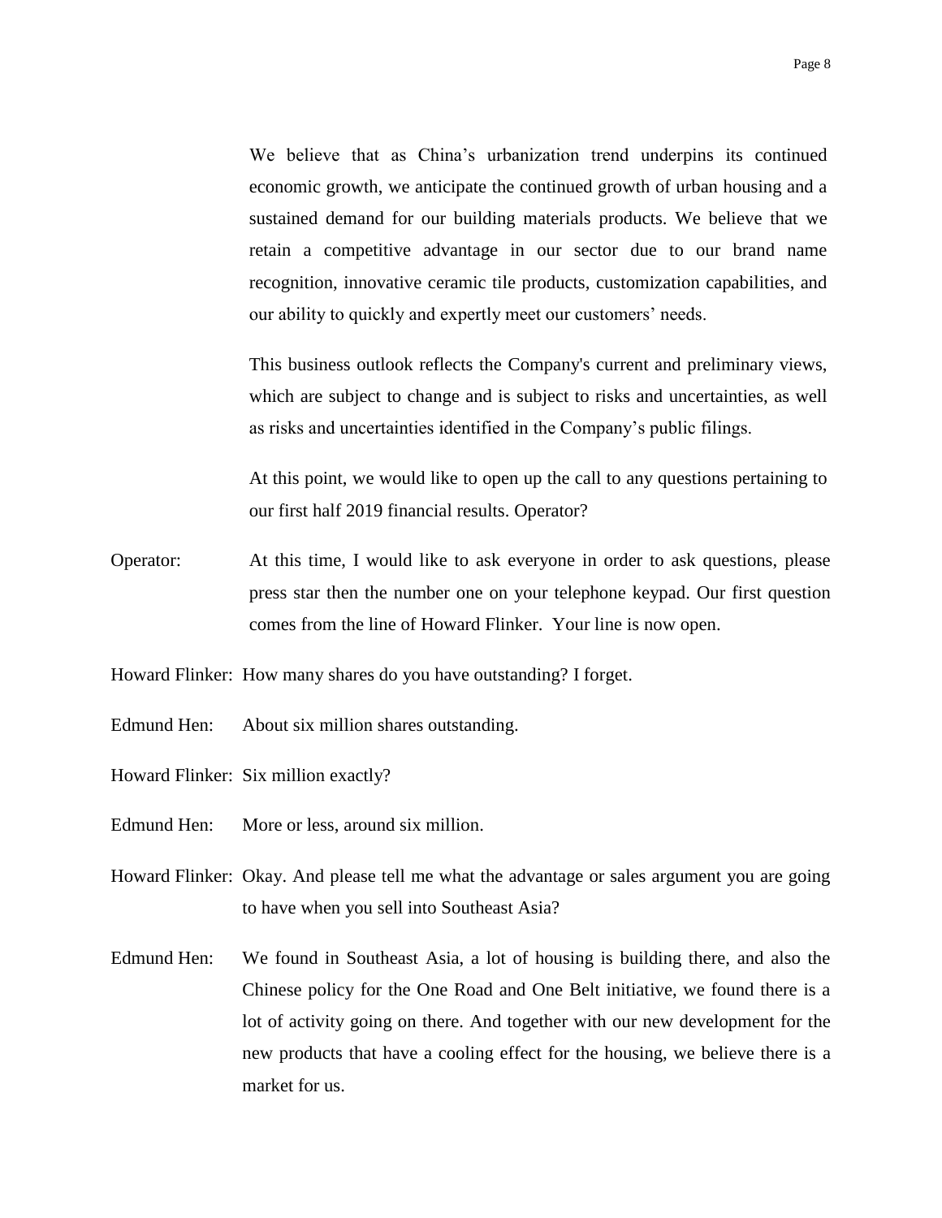We believe that as China's urbanization trend underpins its continued economic growth, we anticipate the continued growth of urban housing and a sustained demand for our building materials products. We believe that we retain a competitive advantage in our sector due to our brand name recognition, innovative ceramic tile products, customization capabilities, and our ability to quickly and expertly meet our customers' needs.

This business outlook reflects the Company's current and preliminary views, which are subject to change and is subject to risks and uncertainties, as well as risks and uncertainties identified in the Company's public filings.

At this point, we would like to open up the call to any questions pertaining to our first half 2019 financial results. Operator?

Operator: At this time, I would like to ask everyone in order to ask questions, please press star then the number one on your telephone keypad. Our first question comes from the line of Howard Flinker. Your line is now open.

Howard Flinker: How many shares do you have outstanding? I forget.

Edmund Hen: About six million shares outstanding.

Howard Flinker: Six million exactly?

Edmund Hen: More or less, around six million.

Howard Flinker: Okay. And please tell me what the advantage or sales argument you are going to have when you sell into Southeast Asia?

Edmund Hen: We found in Southeast Asia, a lot of housing is building there, and also the Chinese policy for the One Road and One Belt initiative, we found there is a lot of activity going on there. And together with our new development for the new products that have a cooling effect for the housing, we believe there is a market for us.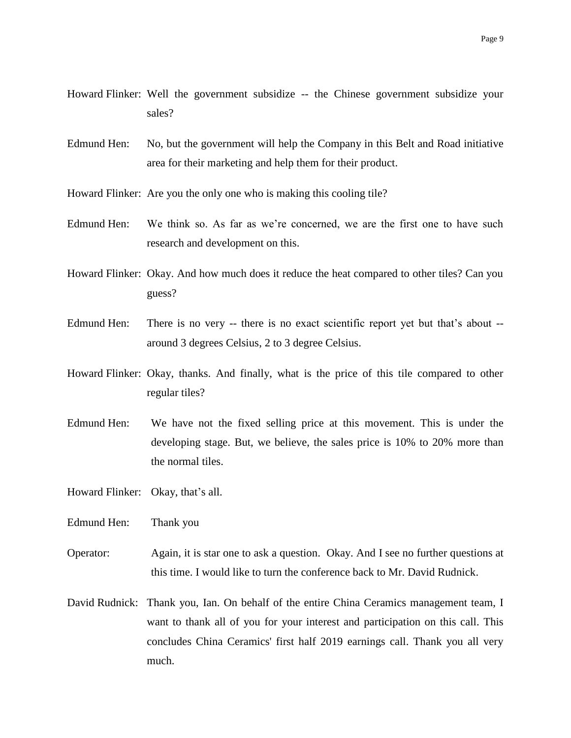Howard Flinker: Well the government subsidize -- the Chinese government subsidize your sales?

Edmund Hen: No, but the government will help the Company in this Belt and Road initiative area for their marketing and help them for their product.

Howard Flinker: Are you the only one who is making this cooling tile?

Edmund Hen: We think so. As far as we're concerned, we are the first one to have such research and development on this.

Howard Flinker: Okay. And how much does it reduce the heat compared to other tiles? Can you guess?

Edmund Hen: There is no very -- there is no exact scientific report yet but that's about -- around 3 degrees Celsius, 2 to 3 degree Celsius.

Howard Flinker: Okay, thanks. And finally, what is the price of this tile compared to other regular tiles?

Edmund Hen: We have not the fixed selling price at this movement. This is under the developing stage. But, we believe, the sales price is 10% to 20% more than the normal tiles.

Howard Flinker: Okay, that's all.

Edmund Hen: Thank you

Operator: Again, it is star one to ask a question. Okay. And I see no further questions at this time. I would like to turn the conference back to Mr. David Rudnick.

David Rudnick: Thank you, Ian. On behalf of the entire China Ceramics management team, I want to thank all of you for your interest and participation on this call. This concludes China Ceramics' first half 2019 earnings call. Thank you all very much.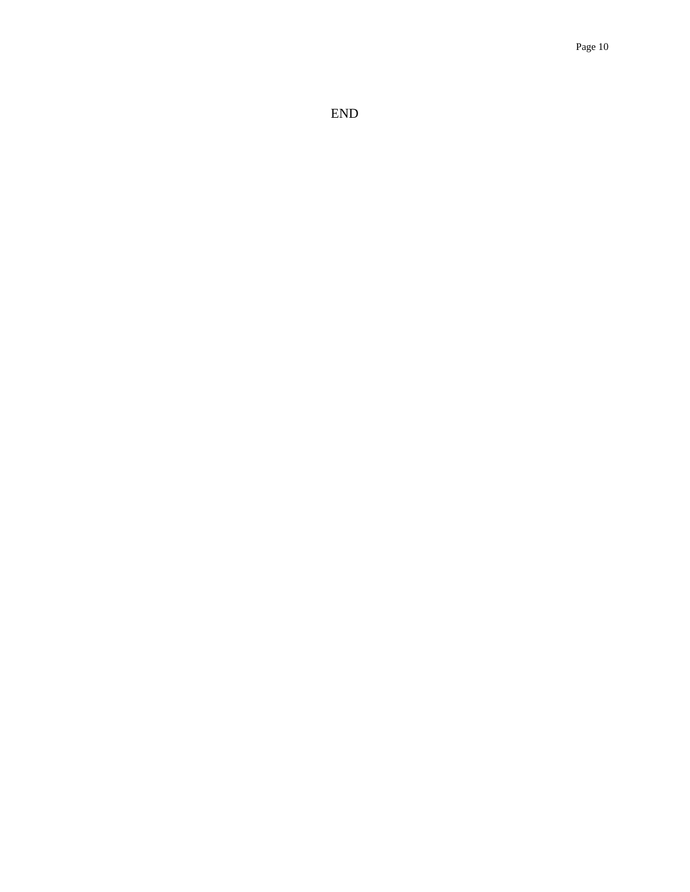END